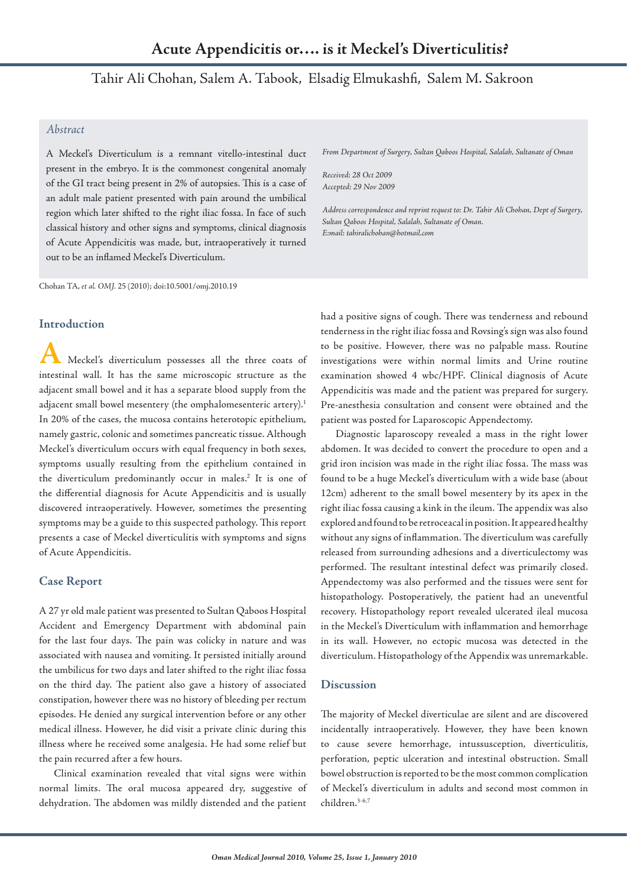# Acute Appendicitis or.... is it Meckel's Diverticulitis?

Tahir Ali Chohan, Salem A. Tabook, Elsadig Elmukashfi, Salem M. Sakroon

## *Abstract*

A Meckel's Diverticulum is a remnant vitello-intestinal duct present in the embryo. It is the commonest congenital anomaly of the GI tract being present in 2% of autopsies. This is a case of an adult male patient presented with pain around the umbilical region which later shifted to the right iliac fossa. In face of such classical history and other signs and symptoms, clinical diagnosis of Acute Appendicitis was made, but, intraoperatively it turned out to be an inflamed Meckel's Diverticulum.

*From Department of Surgery, Sultan Qaboos Hospital, Salalah, Sultanate of Oman*

*Received: 28 Oct 2009*
*Accepted: 29 Nov 2009*

*Address correspondence and reprint request to: Dr. Tahir Ali Chohan, Dept of Surgery, Sultan Qaboos Hospital, Salalah, Sultanate of Oman.*
*E:mail: tahiralichohan@hotmail.com*

Chohan TA, *et al. OMJ.* 25 (2010); doi:10.5001/omj.2010.19

## Introduction

A Meckel's diverticulum possesses all the three coats of intestinal wall. It has the same microscopic structure as the adjacent small bowel and it has a separate blood supply from the adjacent small bowel mesentery (the omphalomesenteric artery).[1] In 20% of the cases, the mucosa contains heterotopic epithelium, namely gastric, colonic and sometimes pancreatic tissue. Although Meckel's diverticulum occurs with equal frequency in both sexes, symptoms usually resulting from the epithelium contained in the diverticulum predominantly occur in males.[2] It is one of the differential diagnosis for Acute Appendicitis and is usually discovered intraoperatively. However, sometimes the presenting symptoms may be a guide to this suspected pathology. This report presents a case of Meckel diverticulitis with symptoms and signs of Acute Appendicitis.

## Case Report

A 27 yr old male patient was presented to Sultan Qaboos Hospital Accident and Emergency Department with abdominal pain for the last four days. The pain was colicky in nature and was associated with nausea and vomiting. It persisted initially around the umbilicus for two days and later shifted to the right iliac fossa on the third day. The patient also gave a history of associated constipation, however there was no history of bleeding per rectum episodes. He denied any surgical intervention before or any other medical illness. However, he did visit a private clinic during this illness where he received some analgesia. He had some relief but the pain recurred after a few hours.

Clinical examination revealed that vital signs were within normal limits. The oral mucosa appeared dry, suggestive of dehydration. The abdomen was mildly distended and the patient had a positive signs of cough. There was tenderness and rebound tenderness in the right iliac fossa and Rovsing's sign was also found to be positive. However, there was no palpable mass. Routine investigations were within normal limits and Urine routine examination showed 4 wbc/HPF. Clinical diagnosis of Acute Appendicitis was made and the patient was prepared for surgery. Pre-anesthesia consultation and consent were obtained and the patient was posted for Laparoscopic Appendectomy.

Diagnostic laparoscopy revealed a mass in the right lower abdomen. It was decided to convert the procedure to open and a grid iron incision was made in the right iliac fossa. The mass was found to be a huge Meckel's diverticulum with a wide base (about 12cm) adherent to the small bowel mesentery by its apex in the right iliac fossa causing a kink in the ileum. The appendix was also explored and found to be retroceacal in position. It appeared healthy without any signs of inflammation. The diverticulum was carefully released from surrounding adhesions and a diverticulectomy was performed. The resultant intestinal defect was primarily closed. Appendectomy was also performed and the tissues were sent for histopathology. Postoperatively, the patient had an uneventful recovery. Histopathology report revealed ulcerated ileal mucosa in the Meckel's Diverticulum with inflammation and hemorrhage in its wall. However, no ectopic mucosa was detected in the diverticulum. Histopathology of the Appendix was unremarkable.

## Discussion

The majority of Meckel diverticulae are silent and are discovered incidentally intraoperatively. However, they have been known to cause severe hemorrhage, intussusception, diverticulitis, perforation, peptic ulceration and intestinal obstruction. Small bowel obstruction is reported to be the most common complication of Meckel's diverticulum in adults and second most common in children.[3-6,7]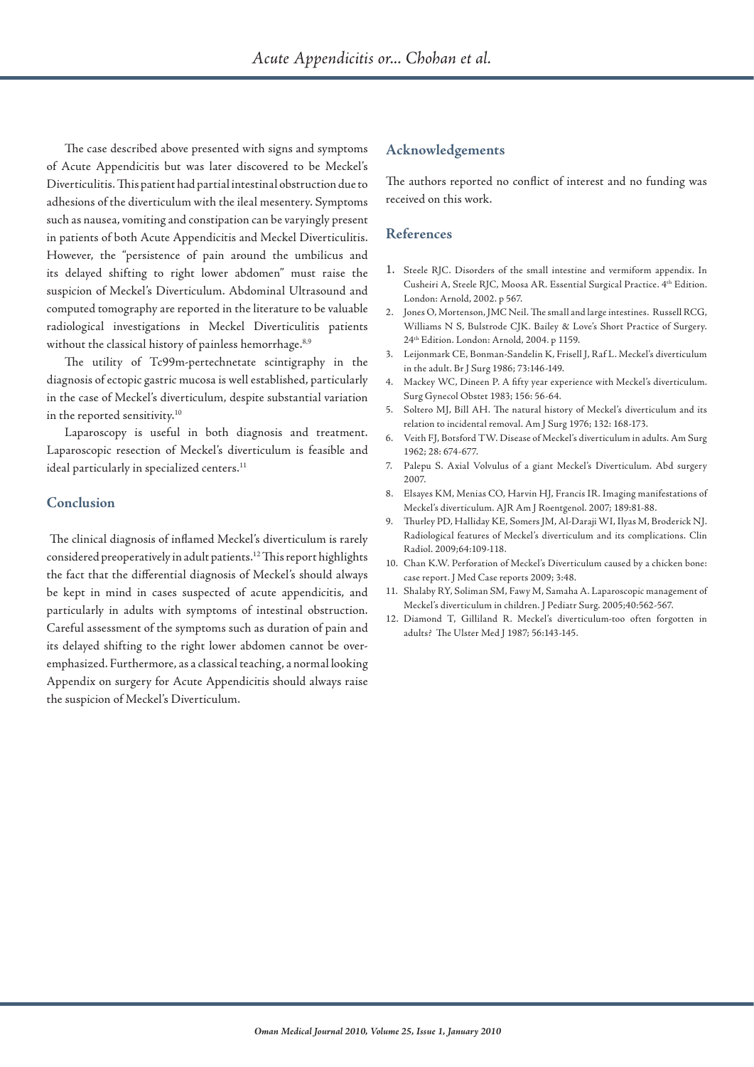The case described above presented with signs and symptoms of Acute Appendicitis but was later discovered to be Meckel's Diverticulitis. This patient had partial intestinal obstruction due to adhesions of the diverticulum with the ileal mesentery. Symptoms such as nausea, vomiting and constipation can be varyingly present in patients of both Acute Appendicitis and Meckel Diverticulitis. However, the "persistence of pain around the umbilicus and its delayed shifting to right lower abdomen" must raise the suspicion of Meckel's Diverticulum. Abdominal Ultrasound and computed tomography are reported in the literature to be valuable radiological investigations in Meckel Diverticulitis patients without the classical history of painless hemorrhage.[8,9]

The utility of Tc99m-pertechnetate scintigraphy in the diagnosis of ectopic gastric mucosa is well established, particularly in the case of Meckel's diverticulum, despite substantial variation in the reported sensitivity.[10]

Laparoscopy is useful in both diagnosis and treatment. Laparoscopic resection of Meckel's diverticulum is feasible and ideal particularly in specialized centers.[11]

## Conclusion

The clinical diagnosis of inflamed Meckel's diverticulum is rarely considered preoperatively in adult patients.[12] This report highlights the fact that the differential diagnosis of Meckel's should always be kept in mind in cases suspected of acute appendicitis, and particularly in adults with symptoms of intestinal obstruction. Careful assessment of the symptoms such as duration of pain and its delayed shifting to the right lower abdomen cannot be over-emphasized. Furthermore, as a classical teaching, a normal looking Appendix on surgery for Acute Appendicitis should always raise the suspicion of Meckel's Diverticulum.

## Acknowledgements

The authors reported no conflict of interest and no funding was received on this work.

## References

1. Steele RJC. Disorders of the small intestine and vermiform appendix. In Cusheiri A, Steele RJC, Moosa AR. Essential Surgical Practice. 4th Edition. London: Arnold, 2002. p 567.
2. Jones O, Mortenson, JMC Neil. The small and large intestines. Russell RCG, Williams N S, Bulstrode CJK. Bailey & Love's Short Practice of Surgery. 24th Edition. London: Arnold, 2004. p 1159.
3. Leijonmark CE, Bonman-Sandelin K, Frisell J, Raf L. Meckel's diverticulum in the adult. Br J Surg 1986; 73:146-149.
4. Mackey WC, Dineen P. A fifty year experience with Meckel's diverticulum. Surg Gynecol Obstet 1983; 156: 56-64.
5. Soltero MJ, Bill AH. The natural history of Meckel's diverticulum and its relation to incidental removal. Am J Surg 1976; 132: 168-173.
6. Veith FJ, Botsford TW. Disease of Meckel's diverticulum in adults. Am Surg 1962; 28: 674-677.
7. Palepu S. Axial Volvulus of a giant Meckel's Diverticulum. Abd surgery 2007.
8. Elsayes KM, Menias CO, Harvin HJ, Francis IR. Imaging manifestations of Meckel's diverticulum. AJR Am J Roentgenol. 2007; 189:81-88.
9. Thurley PD, Halliday KE, Somers JM, Al-Daraji WI, Ilyas M, Broderick NJ. Radiological features of Meckel's diverticulum and its complications. Clin Radiol. 2009;64:109-118.
10. Chan K.W. Perforation of Meckel's Diverticulum caused by a chicken bone: case report. J Med Case reports 2009; 3:48.
11. Shalaby RY, Soliman SM, Fawy M, Samaha A. Laparoscopic management of Meckel's diverticulum in children. J Pediatr Surg. 2005;40:562-567.
12. Diamond T, Gilliland R. Meckel's diverticulum-too often forgotten in adults? The Ulster Med J 1987; 56:143-145.